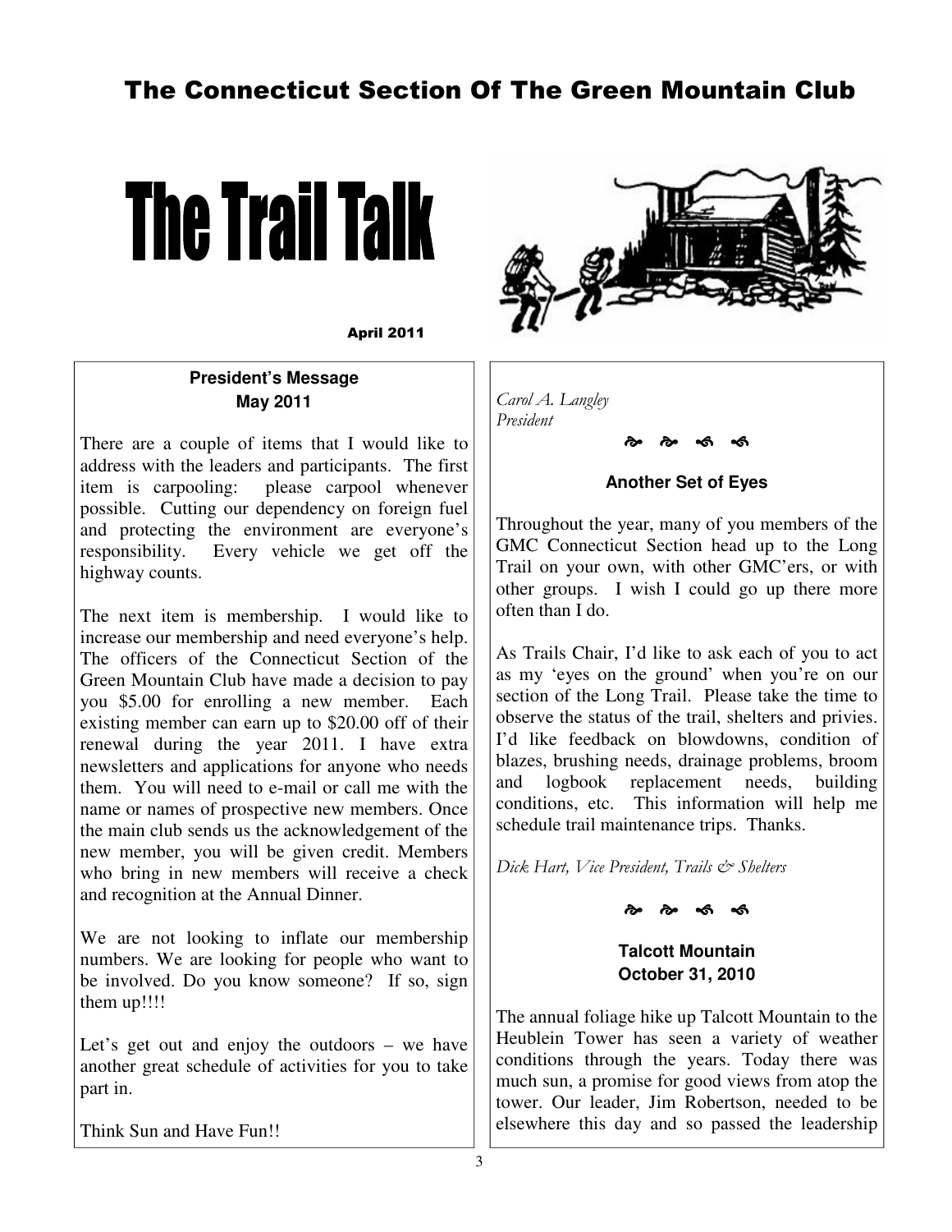# The Connecticut Section Of The Green Mountain Club

# The Trail Talk

April 2011

## President's Message
### May 2011

There are a couple of items that I would like to address with the leaders and participants. The first item is carpooling: please carpool whenever possible. Cutting our dependency on foreign fuel and protecting the environment are everyone's responsibility. Every vehicle we get off the highway counts.

The next item is membership. I would like to increase our membership and need everyone's help. The officers of the Connecticut Section of the Green Mountain Club have made a decision to pay you $5.00 for enrolling a new member. Each existing member can earn up to $20.00 off of their renewal during the year 2011. I have extra newsletters and applications for anyone who needs them. You will need to e-mail or call me with the name or names of prospective new members. Once the main club sends us the acknowledgement of the new member, you will be given credit. Members who bring in new members will receive a check and recognition at the Annual Dinner.

We are not looking to inflate our membership numbers. We are looking for people who want to be involved. Do you know someone? If so, sign them up!!!!

Let's get out and enjoy the outdoors – we have another great schedule of activities for you to take part in.

Think Sun and Have Fun!!

*Carol A. Langley*
*President*

## Another Set of Eyes

Throughout the year, many of you members of the GMC Connecticut Section head up to the Long Trail on your own, with other GMC'ers, or with other groups. I wish I could go up there more often than I do.

As Trails Chair, I'd like to ask each of you to act as my 'eyes on the ground' when you're on our section of the Long Trail. Please take the time to observe the status of the trail, shelters and privies. I'd like feedback on blowdowns, condition of blazes, brushing needs, drainage problems, broom and logbook replacement needs, building conditions, etc. This information will help me schedule trail maintenance trips. Thanks.

*Dick Hart, Vice President, Trails & Shelters*

## Talcott Mountain
### October 31, 2010

The annual foliage hike up Talcott Mountain to the Heublein Tower has seen a variety of weather conditions through the years. Today there was much sun, a promise for good views from atop the tower. Our leader, Jim Robertson, needed to be elsewhere this day and so passed the leadership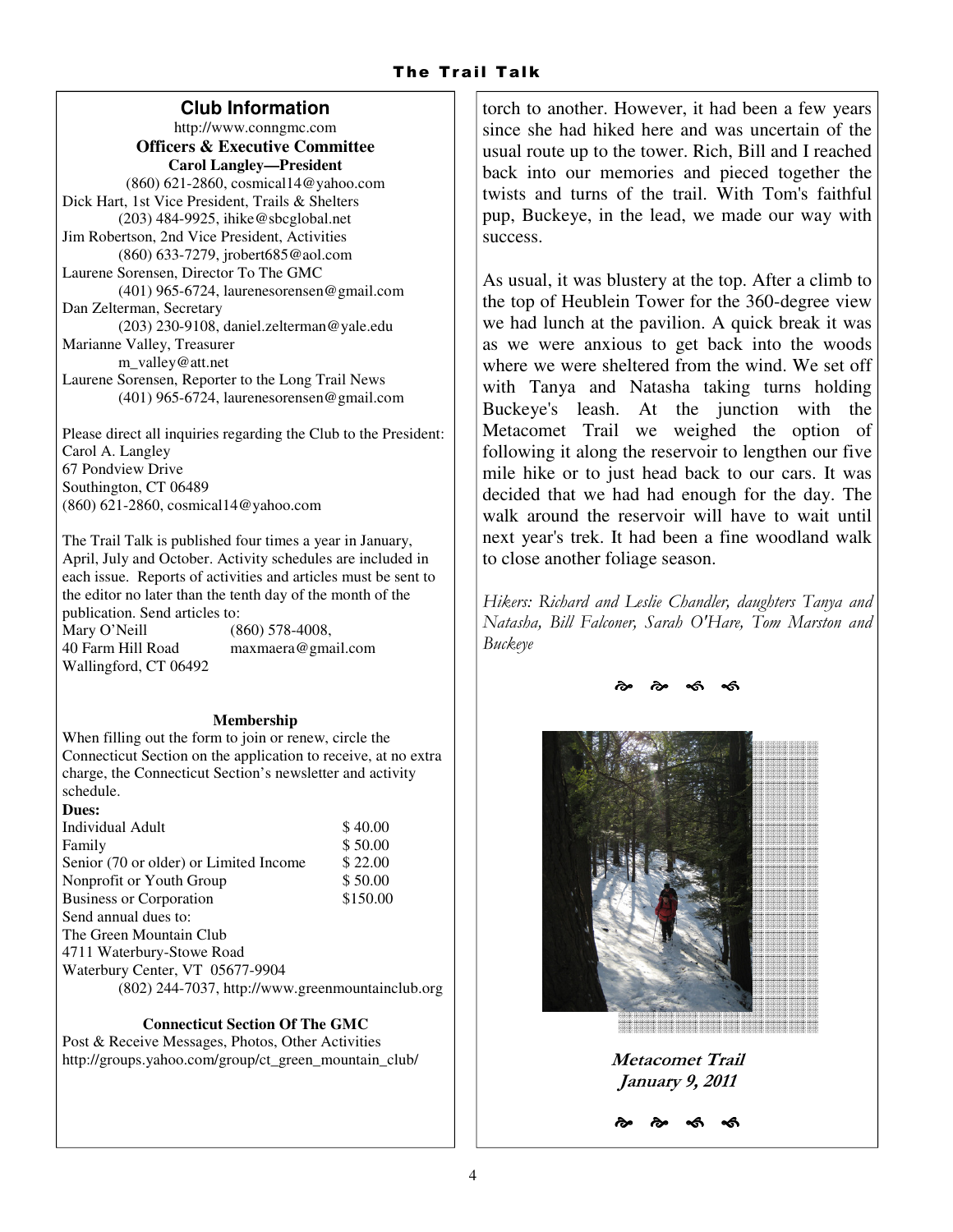## Club Information

http://www.conngmc.com

**Officers & Executive Committee**

**Carol Langley—President**
(860) 621-2860, cosmical14@yahoo.com

Dick Hart, 1st Vice President, Trails & Shelters
(203) 484-9925, ihike@sbcglobal.net

Jim Robertson, 2nd Vice President, Activities
(860) 633-7279, jrobert685@aol.com

Laurene Sorensen, Director To The GMC
(401) 965-6724, laurenesorensen@gmail.com

Dan Zelterman, Secretary
(203) 230-9108, daniel.zelterman@yale.edu

Marianne Valley, Treasurer
m_valley@att.net

Laurene Sorensen, Reporter to the Long Trail News
(401) 965-6724, laurenesorensen@gmail.com

Please direct all inquiries regarding the Club to the President:
Carol A. Langley
67 Pondview Drive
Southington, CT 06489
(860) 621-2860, cosmical14@yahoo.com

The Trail Talk is published four times a year in January, April, July and October. Activity schedules are included in each issue. Reports of activities and articles must be sent to the editor no later than the tenth day of the month of the publication. Send articles to:
Mary O'Neill (860) 578-4008,
40 Farm Hill Road maxmaera@gmail.com
Wallingford, CT 06492

**Membership**

When filling out the form to join or renew, circle the Connecticut Section on the application to receive, at no extra charge, the Connecticut Section's newsletter and activity schedule.

**Dues:**

| | |
|---|---|
| Individual Adult | $ 40.00 |
| Family | $ 50.00 |
| Senior (70 or older) or Limited Income | $ 22.00 |
| Nonprofit or Youth Group | $ 50.00 |
| Business or Corporation | $150.00 |

Send annual dues to:
The Green Mountain Club
4711 Waterbury-Stowe Road
Waterbury Center, VT 05677-9904
(802) 244-7037, http://www.greenmountainclub.org

**Connecticut Section Of The GMC**

Post & Receive Messages, Photos, Other Activities
http://groups.yahoo.com/group/ct_green_mountain_club/

torch to another. However, it had been a few years since she had hiked here and was uncertain of the usual route up to the tower. Rich, Bill and I reached back into our memories and pieced together the twists and turns of the trail. With Tom's faithful pup, Buckeye, in the lead, we made our way with success.

As usual, it was blustery at the top. After a climb to the top of Heublein Tower for the 360-degree view we had lunch at the pavilion. A quick break it was as we were anxious to get back into the woods where we were sheltered from the wind. We set off with Tanya and Natasha taking turns holding Buckeye's leash. At the junction with the Metacomet Trail we weighed the option of following it along the reservoir to lengthen our five mile hike or to just head back to our cars. It was decided that we had had enough for the day. The walk around the reservoir will have to wait until next year's trek. It had been a fine woodland walk to close another foliage season.

*Hikers: Richard and Leslie Chandler, daughters Tanya and Natasha, Bill Falconer, Sarah O'Hare, Tom Marston and Buckeye*

**Metacomet Trail**
**January 9, 2011**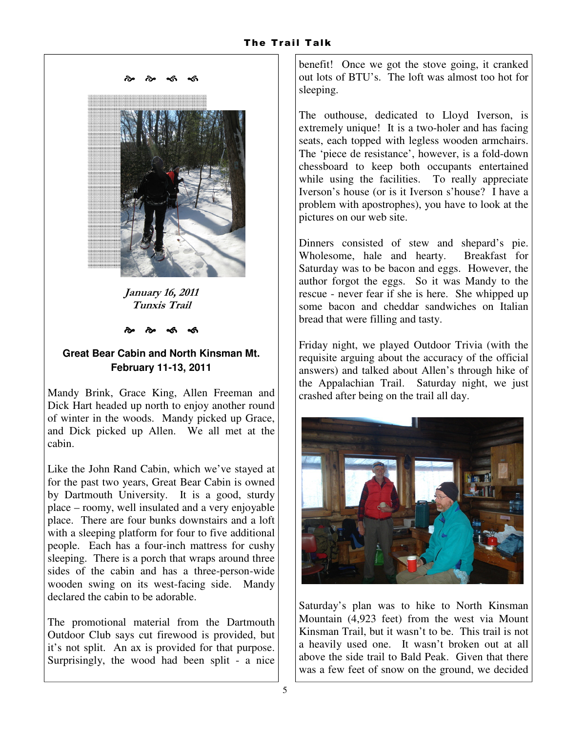*January 16, 2011*
*Tunxis Trail*

### Great Bear Cabin and North Kinsman Mt.
### February 11-13, 2011

Mandy Brink, Grace King, Allen Freeman and Dick Hart headed up north to enjoy another round of winter in the woods. Mandy picked up Grace, and Dick picked up Allen. We all met at the cabin.

Like the John Rand Cabin, which we've stayed at for the past two years, Great Bear Cabin is owned by Dartmouth University. It is a good, sturdy place – roomy, well insulated and a very enjoyable place. There are four bunks downstairs and a loft with a sleeping platform for four to five additional people. Each has a four-inch mattress for cushy sleeping. There is a porch that wraps around three sides of the cabin and has a three-person-wide wooden swing on its west-facing side. Mandy declared the cabin to be adorable.

The promotional material from the Dartmouth Outdoor Club says cut firewood is provided, but it's not split. An ax is provided for that purpose. Surprisingly, the wood had been split - a nice benefit! Once we got the stove going, it cranked out lots of BTU's. The loft was almost too hot for sleeping.

The outhouse, dedicated to Lloyd Iverson, is extremely unique! It is a two-holer and has facing seats, each topped with legless wooden armchairs. The 'piece de resistance', however, is a fold-down chessboard to keep both occupants entertained while using the facilities. To really appreciate Iverson's house (or is it Iverson s'house? I have a problem with apostrophes), you have to look at the pictures on our web site.

Dinners consisted of stew and shepard's pie. Wholesome, hale and hearty. Breakfast for Saturday was to be bacon and eggs. However, the author forgot the eggs. So it was Mandy to the rescue - never fear if she is here. She whipped up some bacon and cheddar sandwiches on Italian bread that were filling and tasty.

Friday night, we played Outdoor Trivia (with the requisite arguing about the accuracy of the official answers) and talked about Allen's through hike of the Appalachian Trail. Saturday night, we just crashed after being on the trail all day.

Saturday's plan was to hike to North Kinsman Mountain (4,923 feet) from the west via Mount Kinsman Trail, but it wasn't to be. This trail is not a heavily used one. It wasn't broken out at all above the side trail to Bald Peak. Given that there was a few feet of snow on the ground, we decided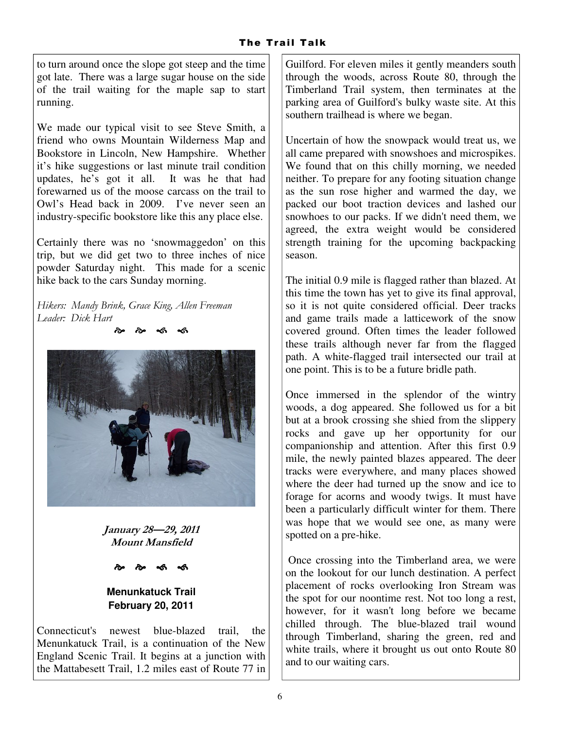to turn around once the slope got steep and the time got late. There was a large sugar house on the side of the trail waiting for the maple sap to start running.

We made our typical visit to see Steve Smith, a friend who owns Mountain Wilderness Map and Bookstore in Lincoln, New Hampshire. Whether it's hike suggestions or last minute trail condition updates, he's got it all. It was he that had forewarned us of the moose carcass on the trail to Owl's Head back in 2009. I've never seen an industry-specific bookstore like this any place else.

Certainly there was no 'snowmaggedon' on this trip, but we did get two to three inches of nice powder Saturday night. This made for a scenic hike back to the cars Sunday morning.

*Hikers: Mandy Brink, Grace King, Allen Freeman*
*Leader: Dick Hart*

**January 28—29, 2011**
**Mount Mansfield**

## Menunkatuck Trail
## February 20, 2011

Connecticut's newest blue-blazed trail, the Menunkatuck Trail, is a continuation of the New England Scenic Trail. It begins at a junction with the Mattabesett Trail, 1.2 miles east of Route 77 in Guilford. For eleven miles it gently meanders south through the woods, across Route 80, through the Timberland Trail system, then terminates at the parking area of Guilford's bulky waste site. At this southern trailhead is where we began.

Uncertain of how the snowpack would treat us, we all came prepared with snowshoes and microspikes. We found that on this chilly morning, we needed neither. To prepare for any footing situation change as the sun rose higher and warmed the day, we packed our boot traction devices and lashed our snowhoes to our packs. If we didn't need them, we agreed, the extra weight would be considered strength training for the upcoming backpacking season.

The initial 0.9 mile is flagged rather than blazed. At this time the town has yet to give its final approval, so it is not quite considered official. Deer tracks and game trails made a latticework of the snow covered ground. Often times the leader followed these trails although never far from the flagged path. A white-flagged trail intersected our trail at one point. This is to be a future bridle path.

Once immersed in the splendor of the wintry woods, a dog appeared. She followed us for a bit but at a brook crossing she shied from the slippery rocks and gave up her opportunity for our companionship and attention. After this first 0.9 mile, the newly painted blazes appeared. The deer tracks were everywhere, and many places showed where the deer had turned up the snow and ice to forage for acorns and woody twigs. It must have been a particularly difficult winter for them. There was hope that we would see one, as many were spotted on a pre-hike.

Once crossing into the Timberland area, we were on the lookout for our lunch destination. A perfect placement of rocks overlooking Iron Stream was the spot for our noontime rest. Not too long a rest, however, for it wasn't long before we became chilled through. The blue-blazed trail wound through Timberland, sharing the green, red and white trails, where it brought us out onto Route 80 and to our waiting cars.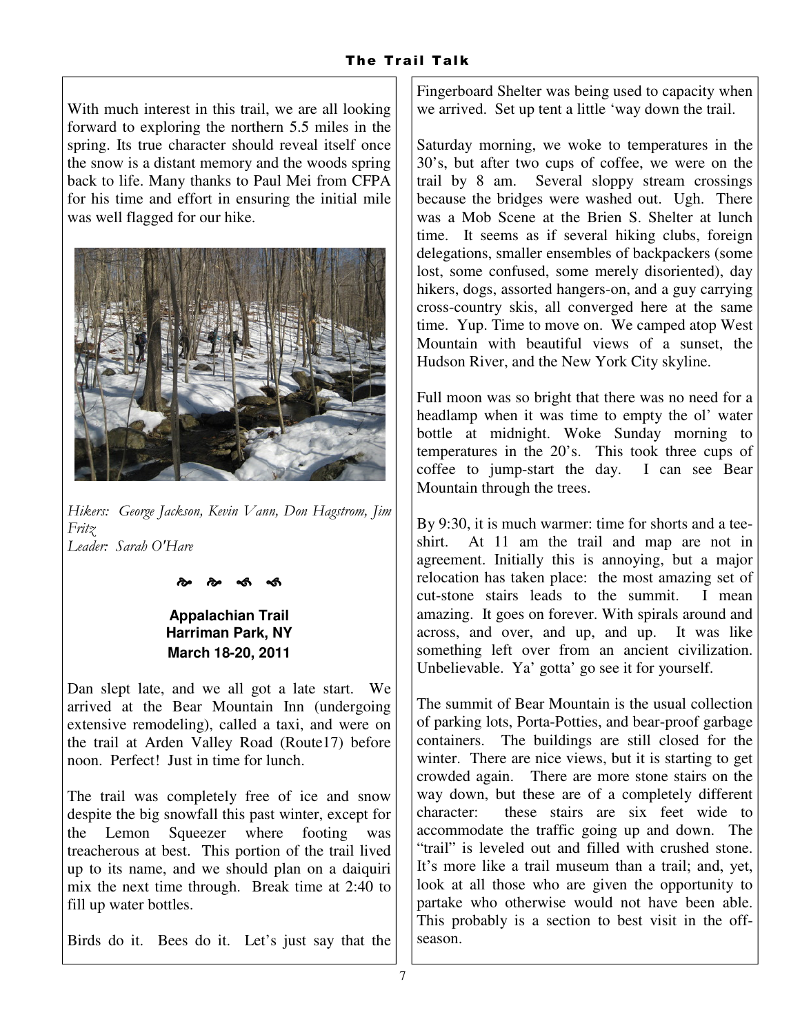With much interest in this trail, we are all looking forward to exploring the northern 5.5 miles in the spring. Its true character should reveal itself once the snow is a distant memory and the woods spring back to life. Many thanks to Paul Mei from CFPA for his time and effort in ensuring the initial mile was well flagged for our hike.

*Hikers: George Jackson, Kevin Vann, Don Hagstrom, Jim Fritz*
*Leader: Sarah O'Hare*

### Appalachian Trail
### Harriman Park, NY
### March 18-20, 2011

Dan slept late, and we all got a late start. We arrived at the Bear Mountain Inn (undergoing extensive remodeling), called a taxi, and were on the trail at Arden Valley Road (Route17) before noon. Perfect! Just in time for lunch.

The trail was completely free of ice and snow despite the big snowfall this past winter, except for the Lemon Squeezer where footing was treacherous at best. This portion of the trail lived up to its name, and we should plan on a daiquiri mix the next time through. Break time at 2:40 to fill up water bottles.

Birds do it. Bees do it. Let's just say that the Fingerboard Shelter was being used to capacity when we arrived. Set up tent a little 'way down the trail.

Saturday morning, we woke to temperatures in the 30's, but after two cups of coffee, we were on the trail by 8 am. Several sloppy stream crossings because the bridges were washed out. Ugh. There was a Mob Scene at the Brien S. Shelter at lunch time. It seems as if several hiking clubs, foreign delegations, smaller ensembles of backpackers (some lost, some confused, some merely disoriented), day hikers, dogs, assorted hangers-on, and a guy carrying cross-country skis, all converged here at the same time. Yup. Time to move on. We camped atop West Mountain with beautiful views of a sunset, the Hudson River, and the New York City skyline.

Full moon was so bright that there was no need for a headlamp when it was time to empty the ol' water bottle at midnight. Woke Sunday morning to temperatures in the 20's. This took three cups of coffee to jump-start the day. I can see Bear Mountain through the trees.

By 9:30, it is much warmer: time for shorts and a tee-shirt. At 11 am the trail and map are not in agreement. Initially this is annoying, but a major relocation has taken place: the most amazing set of cut-stone stairs leads to the summit. I mean amazing. It goes on forever. With spirals around and across, and over, and up, and up. It was like something left over from an ancient civilization. Unbelievable. Ya' gotta' go see it for yourself.

The summit of Bear Mountain is the usual collection of parking lots, Porta-Potties, and bear-proof garbage containers. The buildings are still closed for the winter. There are nice views, but it is starting to get crowded again. There are more stone stairs on the way down, but these are of a completely different character: these stairs are six feet wide to accommodate the traffic going up and down. The "trail" is leveled out and filled with crushed stone. It's more like a trail museum than a trail; and, yet, look at all those who are given the opportunity to partake who otherwise would not have been able. This probably is a section to best visit in the off-season.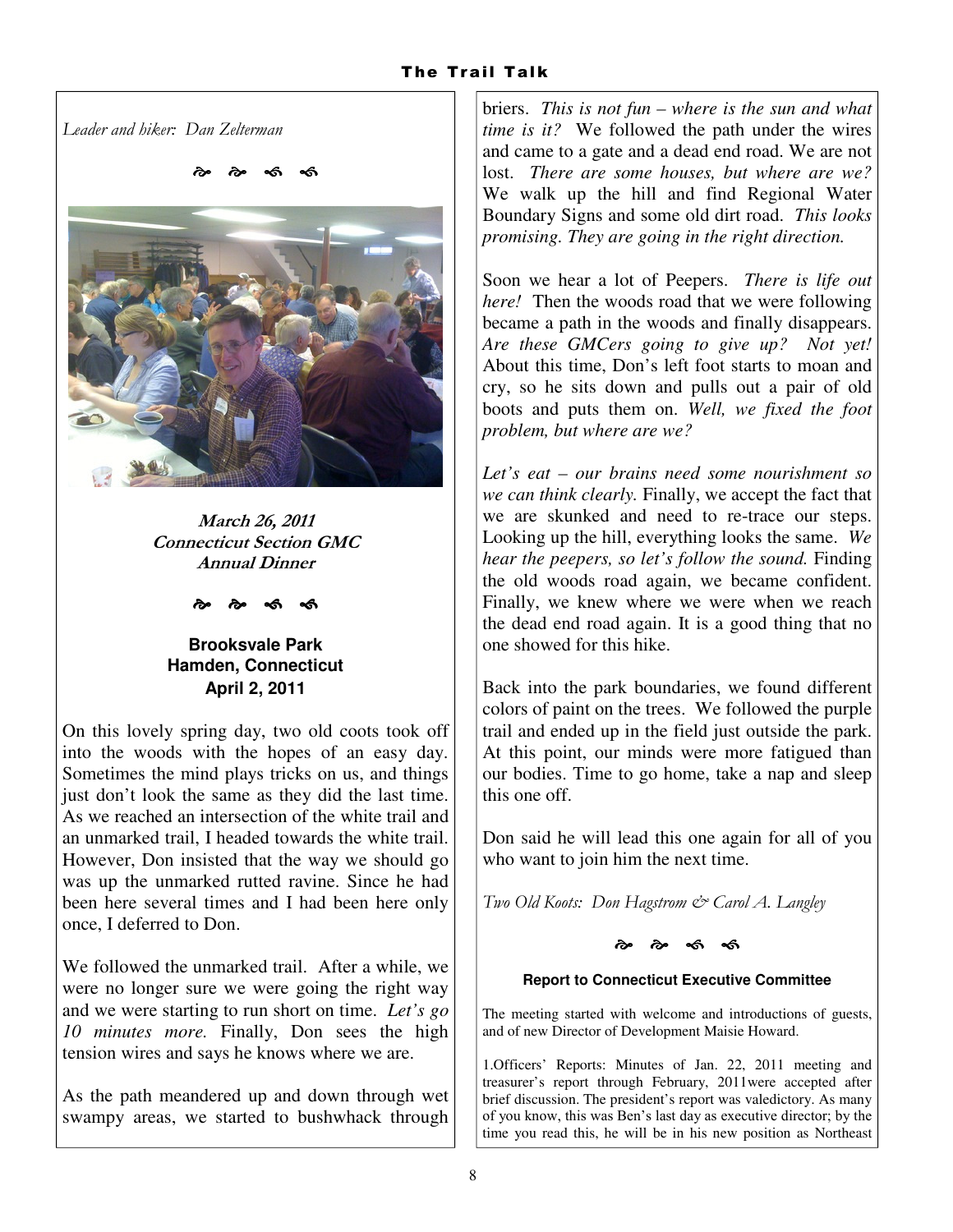*Leader and hiker: Dan Zelterman*

*March 26, 2011*
*Connecticut Section GMC*
*Annual Dinner*

**Brooksvale Park**
**Hamden, Connecticut**
**April 2, 2011**

On this lovely spring day, two old coots took off into the woods with the hopes of an easy day. Sometimes the mind plays tricks on us, and things just don't look the same as they did the last time. As we reached an intersection of the white trail and an unmarked trail, I headed towards the white trail. However, Don insisted that the way we should go was up the unmarked rutted ravine. Since he had been here several times and I had been here only once, I deferred to Don.

We followed the unmarked trail. After a while, we were no longer sure we were going the right way and we were starting to run short on time. *Let's go 10 minutes more.* Finally, Don sees the high tension wires and says he knows where we are.

As the path meandered up and down through wet swampy areas, we started to bushwhack through briers. *This is not fun – where is the sun and what time is it?* We followed the path under the wires and came to a gate and a dead end road. We are not lost. *There are some houses, but where are we?* We walk up the hill and find Regional Water Boundary Signs and some old dirt road. *This looks promising. They are going in the right direction.*

Soon we hear a lot of Peepers. *There is life out here!* Then the woods road that we were following became a path in the woods and finally disappears. *Are these GMCers going to give up? Not yet!* About this time, Don's left foot starts to moan and cry, so he sits down and pulls out a pair of old boots and puts them on. *Well, we fixed the foot problem, but where are we?*

*Let's eat – our brains need some nourishment so we can think clearly.* Finally, we accept the fact that we are skunked and need to re-trace our steps. Looking up the hill, everything looks the same. *We hear the peepers, so let's follow the sound.* Finding the old woods road again, we became confident. Finally, we knew where we were when we reach the dead end road again. It is a good thing that no one showed for this hike.

Back into the park boundaries, we found different colors of paint on the trees. We followed the purple trail and ended up in the field just outside the park. At this point, our minds were more fatigued than our bodies. Time to go home, take a nap and sleep this one off.

Don said he will lead this one again for all of you who want to join him the next time.

*Two Old Koots: Don Hagstrom & Carol A. Langley*

**Report to Connecticut Executive Committee**

The meeting started with welcome and introductions of guests, and of new Director of Development Maisie Howard.

1.Officers' Reports: Minutes of Jan. 22, 2011 meeting and treasurer's report through February, 2011were accepted after brief discussion. The president's report was valedictory. As many of you know, this was Ben's last day as executive director; by the time you read this, he will be in his new position as Northeast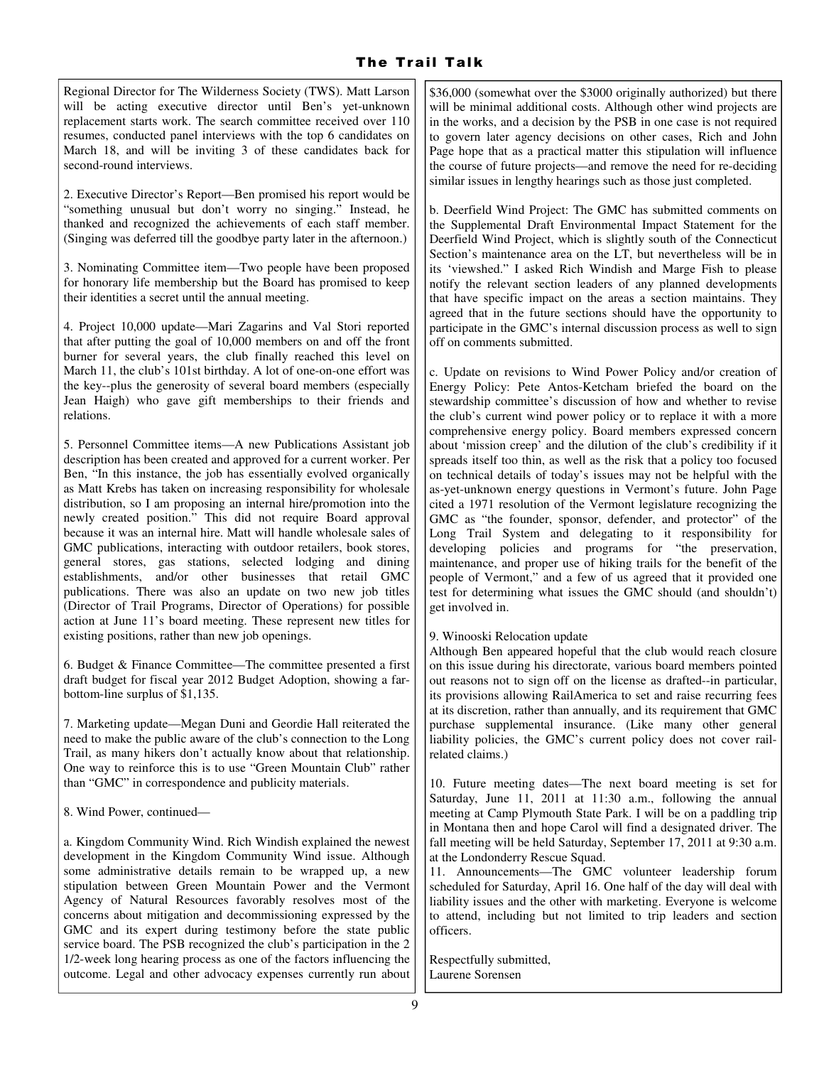Regional Director for The Wilderness Society (TWS). Matt Larson will be acting executive director until Ben's yet-unknown replacement starts work. The search committee received over 110 resumes, conducted panel interviews with the top 6 candidates on March 18, and will be inviting 3 of these candidates back for second-round interviews.

2. Executive Director's Report—Ben promised his report would be "something unusual but don't worry no singing." Instead, he thanked and recognized the achievements of each staff member. (Singing was deferred till the goodbye party later in the afternoon.)

3. Nominating Committee item—Two people have been proposed for honorary life membership but the Board has promised to keep their identities a secret until the annual meeting.

4. Project 10,000 update—Mari Zagarins and Val Stori reported that after putting the goal of 10,000 members on and off the front burner for several years, the club finally reached this level on March 11, the club's 101st birthday. A lot of one-on-one effort was the key--plus the generosity of several board members (especially Jean Haigh) who gave gift memberships to their friends and relations.

5. Personnel Committee items—A new Publications Assistant job description has been created and approved for a current worker. Per Ben, "In this instance, the job has essentially evolved organically as Matt Krebs has taken on increasing responsibility for wholesale distribution, so I am proposing an internal hire/promotion into the newly created position." This did not require Board approval because it was an internal hire. Matt will handle wholesale sales of GMC publications, interacting with outdoor retailers, book stores, general stores, gas stations, selected lodging and dining establishments, and/or other businesses that retail GMC publications. There was also an update on two new job titles (Director of Trail Programs, Director of Operations) for possible action at June 11's board meeting. These represent new titles for existing positions, rather than new job openings.

6. Budget & Finance Committee—The committee presented a first draft budget for fiscal year 2012 Budget Adoption, showing a far-bottom-line surplus of $1,135.

7. Marketing update—Megan Duni and Geordie Hall reiterated the need to make the public aware of the club's connection to the Long Trail, as many hikers don't actually know about that relationship. One way to reinforce this is to use "Green Mountain Club" rather than "GMC" in correspondence and publicity materials.

8. Wind Power, continued—

a. Kingdom Community Wind. Rich Windish explained the newest development in the Kingdom Community Wind issue. Although some administrative details remain to be wrapped up, a new stipulation between Green Mountain Power and the Vermont Agency of Natural Resources favorably resolves most of the concerns about mitigation and decommissioning expressed by the GMC and its expert during testimony before the state public service board. The PSB recognized the club's participation in the 2 1/2-week long hearing process as one of the factors influencing the outcome. Legal and other advocacy expenses currently run about $36,000 (somewhat over the $3000 originally authorized) but there will be minimal additional costs. Although other wind projects are in the works, and a decision by the PSB in one case is not required to govern later agency decisions on other cases, Rich and John Page hope that as a practical matter this stipulation will influence the course of future projects—and remove the need for re-deciding similar issues in lengthy hearings such as those just completed.

b. Deerfield Wind Project: The GMC has submitted comments on the Supplemental Draft Environmental Impact Statement for the Deerfield Wind Project, which is slightly south of the Connecticut Section's maintenance area on the LT, but nevertheless will be in its 'viewshed." I asked Rich Windish and Marge Fish to please notify the relevant section leaders of any planned developments that have specific impact on the areas a section maintains. They agreed that in the future sections should have the opportunity to participate in the GMC's internal discussion process as well to sign off on comments submitted.

c. Update on revisions to Wind Power Policy and/or creation of Energy Policy: Pete Antos-Ketcham briefed the board on the stewardship committee's discussion of how and whether to revise the club's current wind power policy or to replace it with a more comprehensive energy policy. Board members expressed concern about 'mission creep' and the dilution of the club's credibility if it spreads itself too thin, as well as the risk that a policy too focused on technical details of today's issues may not be helpful with the as-yet-unknown energy questions in Vermont's future. John Page cited a 1971 resolution of the Vermont legislature recognizing the GMC as "the founder, sponsor, defender, and protector" of the Long Trail System and delegating to it responsibility for developing policies and programs for "the preservation, maintenance, and proper use of hiking trails for the benefit of the people of Vermont," and a few of us agreed that it provided one test for determining what issues the GMC should (and shouldn't) get involved in.

9. Winooski Relocation update
Although Ben appeared hopeful that the club would reach closure on this issue during his directorate, various board members pointed out reasons not to sign off on the license as drafted--in particular, its provisions allowing RailAmerica to set and raise recurring fees at its discretion, rather than annually, and its requirement that GMC purchase supplemental insurance. (Like many other general liability policies, the GMC's current policy does not cover rail-related claims.)

10. Future meeting dates—The next board meeting is set for Saturday, June 11, 2011 at 11:30 a.m., following the annual meeting at Camp Plymouth State Park. I will be on a paddling trip in Montana then and hope Carol will find a designated driver. The fall meeting will be held Saturday, September 17, 2011 at 9:30 a.m. at the Londonderry Rescue Squad.

11. Announcements—The GMC volunteer leadership forum scheduled for Saturday, April 16. One half of the day will deal with liability issues and the other with marketing. Everyone is welcome to attend, including but not limited to trip leaders and section officers.

Respectfully submitted,
Laurene Sorensen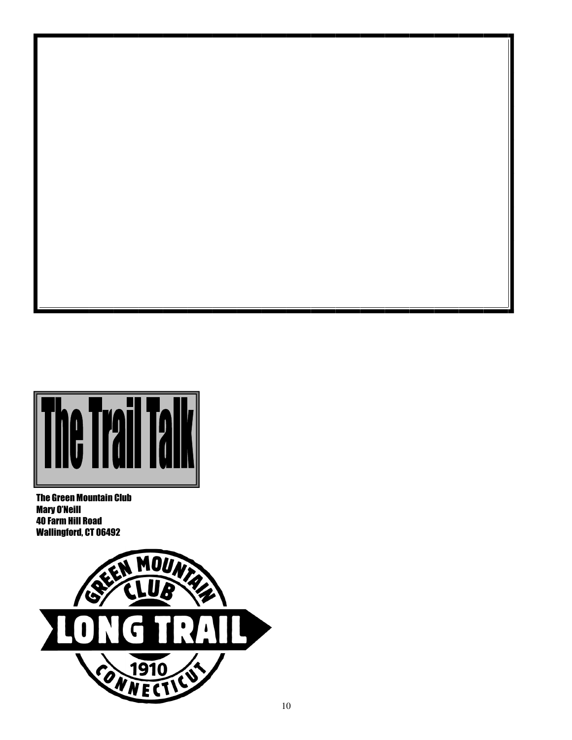The Trail Talk

The Green Mountain Club
Mary O'Neill
40 Farm Hill Road
Wallingford, CT 06492

GREEN MOUNTAIN CLUB
LONG TRAIL
1910
CONNECTICUT